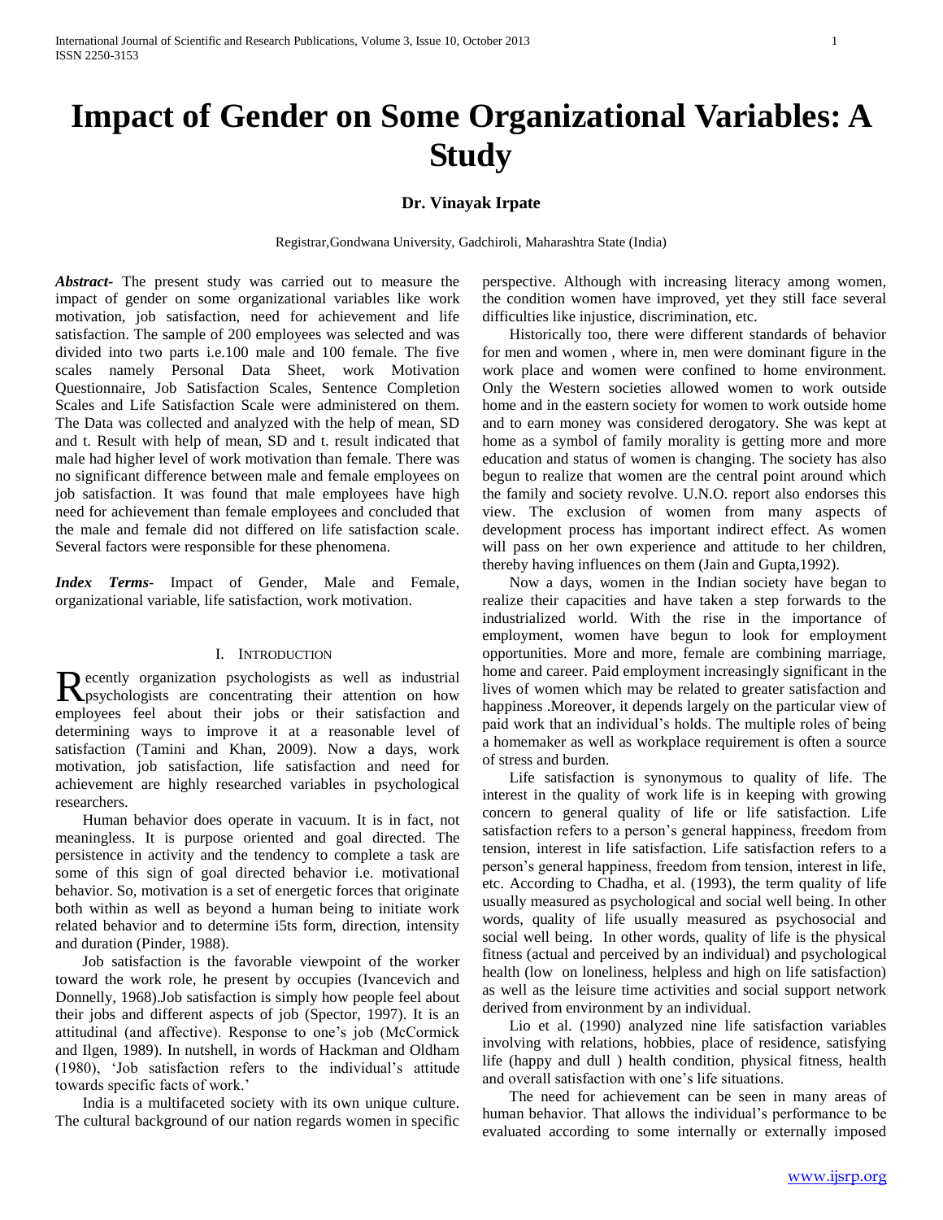# Impact of Gender on Some Organizational Variables: A Study

**Dr. Vinayak Irpate**

Registrar,Gondwana University, Gadchiroli, Maharashtra State (India)

***Abstract***- The present study was carried out to measure the impact of gender on some organizational variables like work motivation, job satisfaction, need for achievement and life satisfaction. The sample of 200 employees was selected and was divided into two parts i.e.100 male and 100 female. The five scales namely Personal Data Sheet, work Motivation Questionnaire, Job Satisfaction Scales, Sentence Completion Scales and Life Satisfaction Scale were administered on them. The Data was collected and analyzed with the help of mean, SD and t. Result with help of mean, SD and t. result indicated that male had higher level of work motivation than female. There was no significant difference between male and female employees on job satisfaction. It was found that male employees have high need for achievement than female employees and concluded that the male and female did not differed on life satisfaction scale. Several factors were responsible for these phenomena.

***Index Terms***- Impact of Gender, Male and Female, organizational variable, life satisfaction, work motivation.

## I. Introduction

Recently organization psychologists as well as industrial psychologists are concentrating their attention on how employees feel about their jobs or their satisfaction and determining ways to improve it at a reasonable level of satisfaction (Tamini and Khan, 2009). Now a days, work motivation, job satisfaction, life satisfaction and need for achievement are highly researched variables in psychological researchers.

Human behavior does operate in vacuum. It is in fact, not meaningless. It is purpose oriented and goal directed. The persistence in activity and the tendency to complete a task are some of this sign of goal directed behavior i.e. motivational behavior. So, motivation is a set of energetic forces that originate both within as well as beyond a human being to initiate work related behavior and to determine i5ts form, direction, intensity and duration (Pinder, 1988).

Job satisfaction is the favorable viewpoint of the worker toward the work role, he present by occupies (Ivancevich and Donnelly, 1968).Job satisfaction is simply how people feel about their jobs and different aspects of job (Spector, 1997). It is an attitudinal (and affective). Response to one's job (McCormick and Ilgen, 1989). In nutshell, in words of Hackman and Oldham (1980), 'Job satisfaction refers to the individual's attitude towards specific facts of work.'

India is a multifaceted society with its own unique culture. The cultural background of our nation regards women in specific perspective. Although with increasing literacy among women, the condition women have improved, yet they still face several difficulties like injustice, discrimination, etc.

Historically too, there were different standards of behavior for men and women , where in, men were dominant figure in the work place and women were confined to home environment. Only the Western societies allowed women to work outside home and in the eastern society for women to work outside home and to earn money was considered derogatory. She was kept at home as a symbol of family morality is getting more and more education and status of women is changing. The society has also begun to realize that women are the central point around which the family and society revolve. U.N.O. report also endorses this view. The exclusion of women from many aspects of development process has important indirect effect. As women will pass on her own experience and attitude to her children, thereby having influences on them (Jain and Gupta,1992).

Now a days, women in the Indian society have began to realize their capacities and have taken a step forwards to the industrialized world. With the rise in the importance of employment, women have begun to look for employment opportunities. More and more, female are combining marriage, home and career. Paid employment increasingly significant in the lives of women which may be related to greater satisfaction and happiness .Moreover, it depends largely on the particular view of paid work that an individual's holds. The multiple roles of being a homemaker as well as workplace requirement is often a source of stress and burden.

Life satisfaction is synonymous to quality of life. The interest in the quality of work life is in keeping with growing concern to general quality of life or life satisfaction. Life satisfaction refers to a person's general happiness, freedom from tension, interest in life satisfaction. Life satisfaction refers to a person's general happiness, freedom from tension, interest in life, etc. According to Chadha, et al. (1993), the term quality of life usually measured as psychological and social well being. In other words, quality of life usually measured as psychosocial and social well being. In other words, quality of life is the physical fitness (actual and perceived by an individual) and psychological health (low on loneliness, helpless and high on life satisfaction) as well as the leisure time activities and social support network derived from environment by an individual.

Lio et al. (1990) analyzed nine life satisfaction variables involving with relations, hobbies, place of residence, satisfying life (happy and dull ) health condition, physical fitness, health and overall satisfaction with one's life situations.

The need for achievement can be seen in many areas of human behavior. That allows the individual's performance to be evaluated according to some internally or externally imposed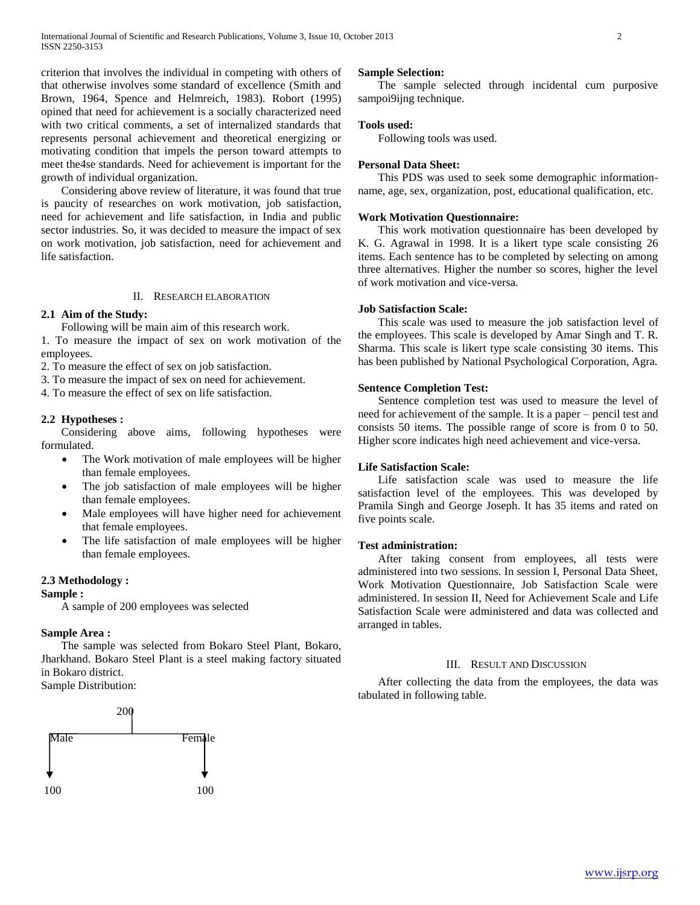criterion that involves the individual in competing with others of that otherwise involves some standard of excellence (Smith and Brown, 1964, Spence and Helmreich, 1983). Robort (1995) opined that need for achievement is a socially characterized need with two critical comments, a set of internalized standards that represents personal achievement and theoretical energizing or motivating condition that impels the person toward attempts to meet the4se standards. Need for achievement is important for the growth of individual organization.

Considering above review of literature, it was found that true is paucity of researches on work motivation, job satisfaction, need for achievement and life satisfaction, in India and public sector industries. So, it was decided to measure the impact of sex on work motivation, job satisfaction, need for achievement and life satisfaction.

## II. Research Elaboration

### 2.1 Aim of the Study:

Following will be main aim of this research work.

1. To measure the impact of sex on work motivation of the employees.
2. To measure the effect of sex on job satisfaction.
3. To measure the impact of sex on need for achievement.
4. To measure the effect of sex on life satisfaction.

### 2.2 Hypotheses :

Considering above aims, following hypotheses were formulated.

- The Work motivation of male employees will be higher than female employees.
- The job satisfaction of male employees will be higher than female employees.
- Male employees will have higher need for achievement that female employees.
- The life satisfaction of male employees will be higher than female employees.

### 2.3 Methodology :

**Sample :**

A sample of 200 employees was selected

**Sample Area :**

The sample was selected from Bokaro Steel Plant, Bokaro, Jharkhand. Bokaro Steel Plant is a steel making factory situated in Bokaro district.

Sample Distribution:

200
Male → 100
Female → 100

**Sample Selection:**

The sample selected through incidental cum purposive sampoi9ijng technique.

**Tools used:**

Following tools was used.

**Personal Data Sheet:**

This PDS was used to seek some demographic information-name, age, sex, organization, post, educational qualification, etc.

**Work Motivation Questionnaire:**

This work motivation questionnaire has been developed by K. G. Agrawal in 1998. It is a likert type scale consisting 26 items. Each sentence has to be completed by selecting on among three alternatives. Higher the number so scores, higher the level of work motivation and vice-versa.

**Job Satisfaction Scale:**

This scale was used to measure the job satisfaction level of the employees. This scale is developed by Amar Singh and T. R. Sharma. This scale is likert type scale consisting 30 items. This has been published by National Psychological Corporation, Agra.

**Sentence Completion Test:**

Sentence completion test was used to measure the level of need for achievement of the sample. It is a paper – pencil test and consists 50 items. The possible range of score is from 0 to 50. Higher score indicates high need achievement and vice-versa.

**Life Satisfaction Scale:**

Life satisfaction scale was used to measure the life satisfaction level of the employees. This was developed by Pramila Singh and George Joseph. It has 35 items and rated on five points scale.

**Test administration:**

After taking consent from employees, all tests were administered into two sessions. In session I, Personal Data Sheet, Work Motivation Questionnaire, Job Satisfaction Scale were administered. In session II, Need for Achievement Scale and Life Satisfaction Scale were administered and data was collected and arranged in tables.

## III. Result and Discussion

After collecting the data from the employees, the data was tabulated in following table.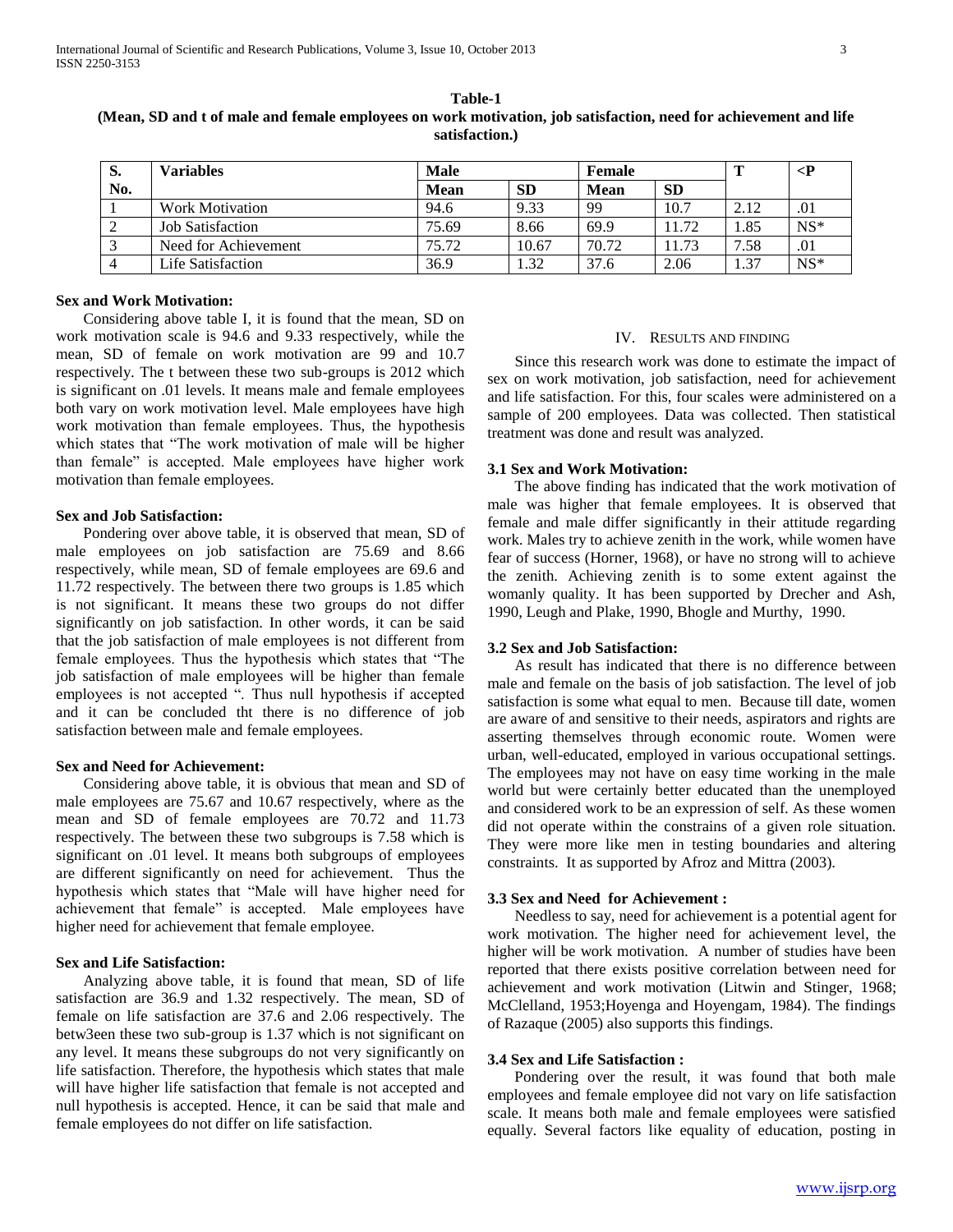**Table-1**

**(Mean, SD and t of male and female employees on work motivation, job satisfaction, need for achievement and life satisfaction.)**

| S. No. | Variables | Male | | Female | | T | <P |
|---|---|---|---|---|---|---|---|
| | | Mean | SD | Mean | SD | | |
| 1 | Work Motivation | 94.6 | 9.33 | 99 | 10.7 | 2.12 | .01 |
| 2 | Job Satisfaction | 75.69 | 8.66 | 69.9 | 11.72 | 1.85 | NS* |
| 3 | Need for Achievement | 75.72 | 10.67 | 70.72 | 11.73 | 7.58 | .01 |
| 4 | Life Satisfaction | 36.9 | 1.32 | 37.6 | 2.06 | 1.37 | NS* |

**Sex and Work Motivation:**

Considering above table I, it is found that the mean, SD on work motivation scale is 94.6 and 9.33 respectively, while the mean, SD of female on work motivation are 99 and 10.7 respectively. The t between these two sub-groups is 2012 which is significant on .01 levels. It means male and female employees both vary on work motivation level. Male employees have high work motivation than female employees. Thus, the hypothesis which states that "The work motivation of male will be higher than female" is accepted. Male employees have higher work motivation than female employees.

**Sex and Job Satisfaction:**

Pondering over above table, it is observed that mean, SD of male employees on job satisfaction are 75.69 and 8.66 respectively, while mean, SD of female employees are 69.6 and 11.72 respectively. The between there two groups is 1.85 which is not significant. It means these two groups do not differ significantly on job satisfaction. In other words, it can be said that the job satisfaction of male employees is not different from female employees. Thus the hypothesis which states that "The job satisfaction of male employees will be higher than female employees is not accepted ". Thus null hypothesis if accepted and it can be concluded tht there is no difference of job satisfaction between male and female employees.

**Sex and Need for Achievement:**

Considering above table, it is obvious that mean and SD of male employees are 75.67 and 10.67 respectively, where as the mean and SD of female employees are 70.72 and 11.73 respectively. The between these two subgroups is 7.58 which is significant on .01 level. It means both subgroups of employees are different significantly on need for achievement. Thus the hypothesis which states that "Male will have higher need for achievement that female" is accepted. Male employees have higher need for achievement tht female employee.

**Sex and Life Satisfaction:**

Analyzing above table, it is found that mean, SD of life satisfaction are 36.9 and 1.32 respectively. The mean, SD of female on life satisfaction are 37.6 and 2.06 respectively. The betw3een these two sub-group is 1.37 which is not significant on any level. It means these subgroups do not very significantly on life satisfaction. Therefore, the hypothesis which states that male will have higher life satisfaction that female is not accepted and null hypothesis is accepted. Hence, it can be said that male and female employees do not differ on life satisfaction.

## IV. Results and Finding

Since this research work was done to estimate the impact of sex on work motivation, job satisfaction, need for achievement and life satisfaction. For this, four scales were administered on a sample of 200 employees. Data was collected. Then statistical treatment was done and result was analyzed.

### 3.1 Sex and Work Motivation:

The above finding has indicated that the work motivation of male was higher that female employees. It is observed that female and male differ significantly in their attitude regarding work. Males try to achieve zenith in the work, while women have fear of success (Horner, 1968), or have no strong will to achieve the zenith. Achieving zenith is to some extent against the womanly quality. It has been supported by Drecher and Ash, 1990, Leugh and Plake, 1990, Bhogle and Murthy, 1990.

### 3.2 Sex and Job Satisfaction:

As result has indicated that there is no difference between male and female on the basis of job satisfaction. The level of job satisfaction is some what equal to men. Because till date, women are aware of and sensitive to their needs, aspirators and rights are asserting themselves through economic route. Women were urban, well-educated, employed in various occupational settings. The employees may not have on easy time working in the male world but were certainly better educated than the unemployed and considered work to be an expression of self. As these women did not operate within the constrains of a given role situation. They were more like men in testing boundaries and altering constraints. It as supported by Afroz and Mittra (2003).

### 3.3 Sex and Need for Achievement :

Needless to say, need for achievement is a potential agent for work motivation. The higher need for achievement level, the higher will be work motivation. A number of studies have been reported that there exists positive correlation between need for achievement and work motivation (Litwin and Stinger, 1968; McClelland, 1953;Hoyenga and Hoyengam, 1984). The findings of Razaque (2005) also supports this findings.

### 3.4 Sex and Life Satisfaction :

Pondering over the result, it was found that both male employees and female employee did not vary on life satisfaction scale. It means both male and female employees were satisfied equally. Several factors like equality of education, posting in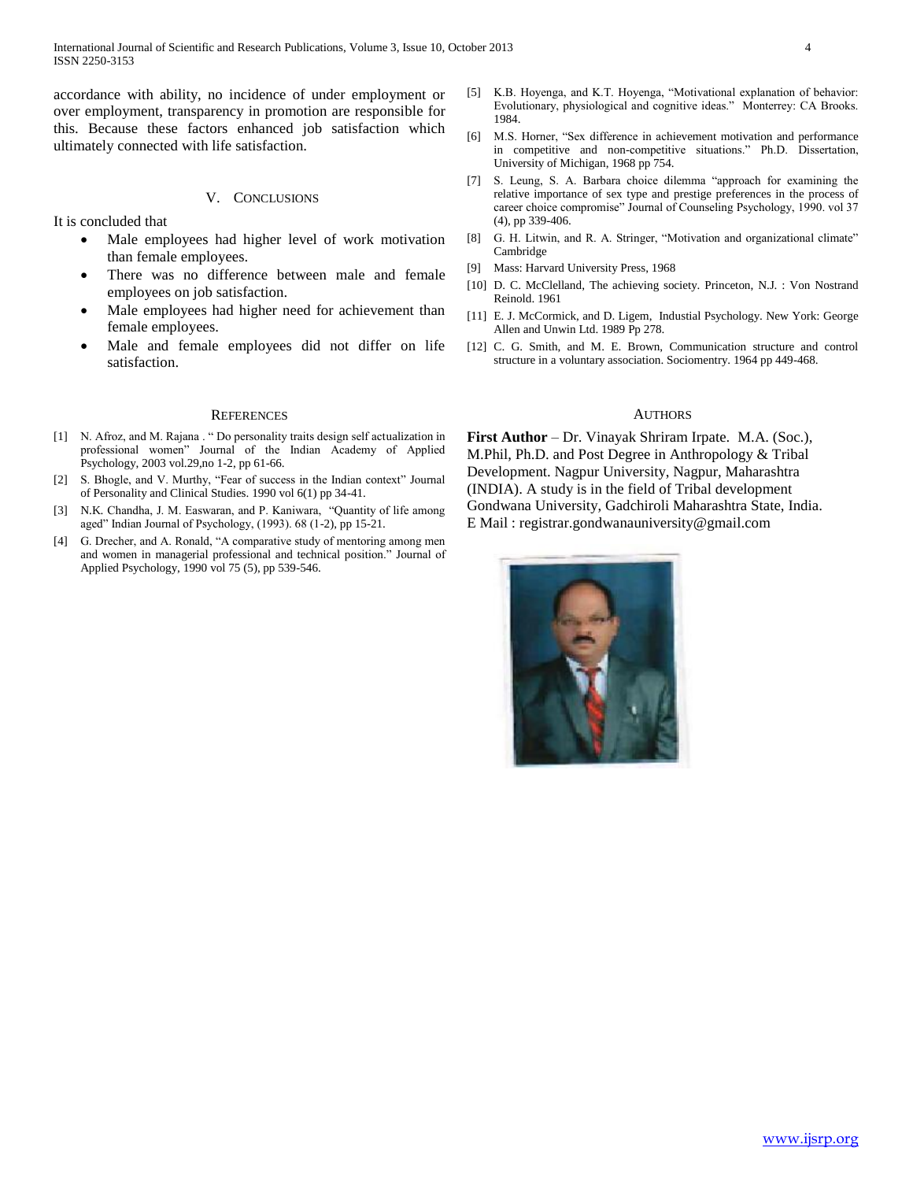accordance with ability, no incidence of under employment or over employment, transparency in promotion are responsible for this. Because these factors enhanced job satisfaction which ultimately connected with life satisfaction.

## V. Conclusions

It is concluded that

- Male employees had higher level of work motivation than female employees.
- There was no difference between male and female employees on job satisfaction.
- Male employees had higher need for achievement than female employees.
- Male and female employees did not differ on life satisfaction.

## References

[1] N. Afroz, and M. Rajana . " Do personality traits design self actualization in professional women" Journal of the Indian Academy of Applied Psychology, 2003 vol.29,no 1-2, pp 61-66.

[2] S. Bhogle, and V. Murthy, "Fear of success in the Indian context" Journal of Personality and Clinical Studies. 1990 vol 6(1) pp 34-41.

[3] N.K. Chandha, J. M. Easwaran, and P. Kaniwara, "Quantity of life among aged" Indian Journal of Psychology, (1993). 68 (1-2), pp 15-21.

[4] G. Drecher, and A. Ronald, "A comparative study of mentoring among men and women in managerial professional and technical position." Journal of Applied Psychology, 1990 vol 75 (5), pp 539-546.

[5] K.B. Hoyenga, and K.T. Hoyenga, "Motivational explanation of behavior: Evolutionary, physiological and cognitive ideas." Monterrey: CA Brooks. 1984.

[6] M.S. Horner, "Sex difference in achievement motivation and performance in competitive and non-competitive situations." Ph.D. Dissertation, University of Michigan, 1968 pp 754.

[7] S. Leung, S. A. Barbara choice dilemma "approach for examining the relative importance of sex type and prestige preferences in the process of career choice compromise" Journal of Counseling Psychology, 1990. vol 37 (4), pp 339-406.

[8] G. H. Litwin, and R. A. Stringer, "Motivation and organizational climate" Cambridge

[9] Mass: Harvard University Press, 1968

[10] D. C. McClelland, The achieving society. Princeton, N.J. : Von Nostrand Reinold. 1961

[11] E. J. McCormick, and D. Ligem, Industial Psychology. New York: George Allen and Unwin Ltd. 1989 Pp 278.

[12] C. G. Smith, and M. E. Brown, Communication structure and control structure in a voluntary association. Sociomentry. 1964 pp 449-468.

## Authors

**First Author** – Dr. Vinayak Shriram Irpate. M.A. (Soc.), M.Phil, Ph.D. and Post Degree in Anthropology & Tribal Development. Nagpur University, Nagpur, Maharashtra (INDIA). A study is in the field of Tribal development Gondwana University, Gadchiroli Maharashtra State, India. E Mail : registrar.gondwanauniversity@gmail.com